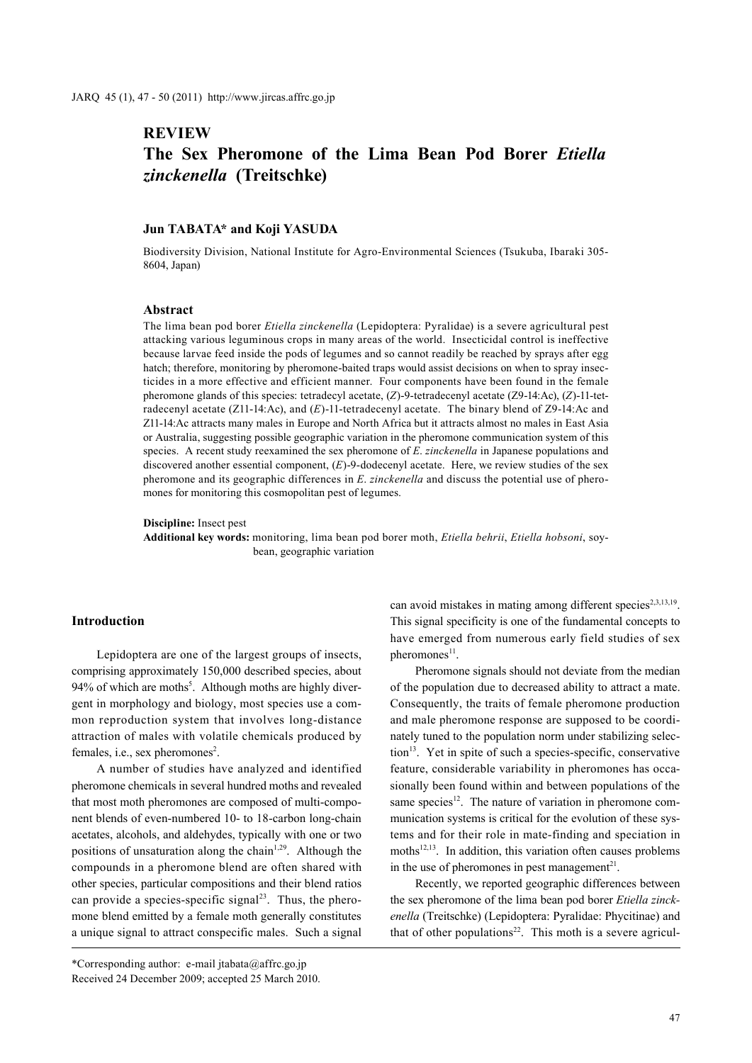## REVIEW

# The Sex Pheromone of the Lima Bean Pod Borer *Etiella zinckenella* (Treitschke)

**Jun TABATA\* and Koji YASUDA**

Biodiversity Division, National Institute for Agro-Environmental Sciences (Tsukuba, Ibaraki 305-8604, Japan)

### Abstract

The lima bean pod borer *Etiella zinckenella* (Lepidoptera: Pyralidae) is a severe agricultural pest attacking various leguminous crops in many areas of the world. Insecticidal control is ineffective because larvae feed inside the pods of legumes and so cannot readily be reached by sprays after egg hatch; therefore, monitoring by pheromone-baited traps would assist decisions on when to spray insecticides in a more effective and efficient manner. Four components have been found in the female pheromone glands of this species: tetradecyl acetate, (*Z*)-9-tetradecenyl acetate (Z9-14:Ac), (*Z*)-11-tetradecenyl acetate (Z11-14:Ac), and (*E*)-11-tetradecenyl acetate. The binary blend of Z9-14:Ac and Z11-14:Ac attracts many males in Europe and North Africa but it attracts almost no males in East Asia or Australia, suggesting possible geographic variation in the pheromone communication system of this species. A recent study reexamined the sex pheromone of *E. zinckenella* in Japanese populations and discovered another essential component, (*E*)-9-dodecenyl acetate. Here, we review studies of the sex pheromone and its geographic differences in *E. zinckenella* and discuss the potential use of pheromones for monitoring this cosmopolitan pest of legumes.

**Discipline:** Insect pest

**Additional key words:** monitoring, lima bean pod borer moth, *Etiella behrii*, *Etiella hobsoni*, soybean, geographic variation

## Introduction

Lepidoptera are one of the largest groups of insects, comprising approximately 150,000 described species, about 94% of which are moths[5]. Although moths are highly divergent in morphology and biology, most species use a common reproduction system that involves long-distance attraction of males with volatile chemicals produced by females, i.e., sex pheromones[2].

A number of studies have analyzed and identified pheromone chemicals in several hundred moths and revealed that most moth pheromones are composed of multi-component blends of even-numbered 10- to 18-carbon long-chain acetates, alcohols, and aldehydes, typically with one or two positions of unsaturation along the chain[1,29]. Although the compounds in a pheromone blend are often shared with other species, particular compositions and their blend ratios can provide a species-specific signal[23]. Thus, the pheromone blend emitted by a female moth generally constitutes a unique signal to attract conspecific males. Such a signal can avoid mistakes in mating among different species[2,3,13,19]. This signal specificity is one of the fundamental concepts to have emerged from numerous early field studies of sex pheromones[11].

Pheromone signals should not deviate from the median of the population due to decreased ability to attract a mate. Consequently, the traits of female pheromone production and male pheromone response are supposed to be coordinately tuned to the population norm under stabilizing selection[13]. Yet in spite of such a species-specific, conservative feature, considerable variability in pheromones has occasionally been found within and between populations of the same species[12]. The nature of variation in pheromone communication systems is critical for the evolution of these systems and for their role in mate-finding and speciation in moths[12,13]. In addition, this variation often causes problems in the use of pheromones in pest management[21].

Recently, we reported geographic differences between the sex pheromone of the lima bean pod borer *Etiella zinckenella* (Treitschke) (Lepidoptera: Pyralidae: Phycitinae) and that of other populations[22]. This moth is a severe agricul-

\*Corresponding author: e-mail jtabata@affrc.go.jp

Received 24 December 2009; accepted 25 March 2010.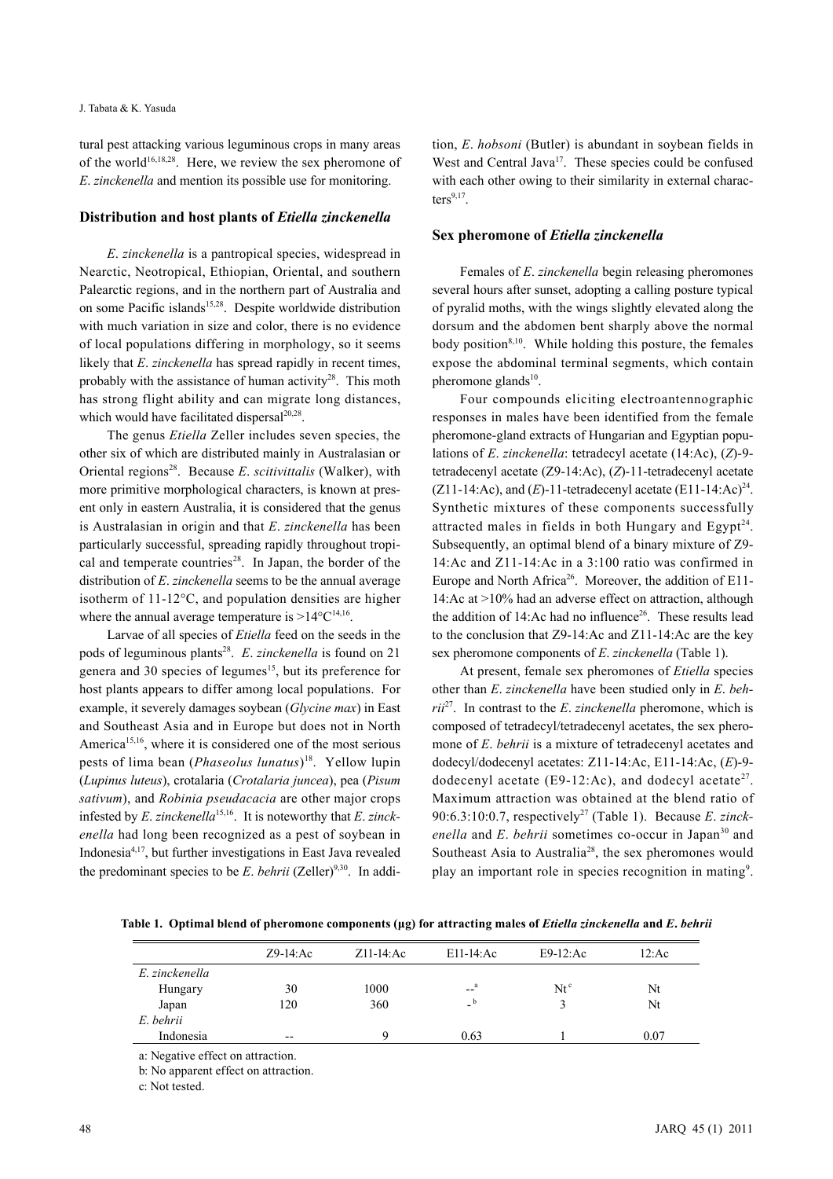tural pest attacking various leguminous crops in many areas of the world[16,18,28]. Here, we review the sex pheromone of *E. zinckenella* and mention its possible use for monitoring.

## Distribution and host plants of *Etiella zinckenella*

*E. zinckenella* is a pantropical species, widespread in Nearctic, Neotropical, Ethiopian, Oriental, and southern Palearctic regions, and in the northern part of Australia and on some Pacific islands[15,28]. Despite worldwide distribution with much variation in size and color, there is no evidence of local populations differing in morphology, so it seems likely that *E. zinckenella* has spread rapidly in recent times, probably with the assistance of human activity[28]. This moth has strong flight ability and can migrate long distances, which would have facilitated dispersal[20,28].

The genus *Etiella* Zeller includes seven species, the other six of which are distributed mainly in Australasian or Oriental regions[28]. Because *E. scitivittalis* (Walker), with more primitive morphological characters, is known at present only in eastern Australia, it is considered that the genus is Australasian in origin and that *E. zinckenella* has been particularly successful, spreading rapidly throughout tropical and temperate countries[28]. In Japan, the border of the distribution of *E. zinckenella* seems to be the annual average isotherm of 11-12°C, and population densities are higher where the annual average temperature is >14°C[14,16].

Larvae of all species of *Etiella* feed on the seeds in the pods of leguminous plants[28]. *E. zinckenella* is found on 21 genera and 30 species of legumes[15], but its preference for host plants appears to differ among local populations. For example, it severely damages soybean (*Glycine max*) in East and Southeast Asia and in Europe but does not in North America[15,16], where it is considered one of the most serious pests of lima bean (*Phaseolus lunatus*)[18]. Yellow lupin (*Lupinus luteus*), crotalaria (*Crotalaria juncea*), pea (*Pisum sativum*), and *Robinia pseudacacia* are other major crops infested by *E. zinckenella*[15,16]. It is noteworthy that *E. zinckenella* had long been recognized as a pest of soybean in Indonesia[4,17], but further investigations in East Java revealed the predominant species to be *E. behrii* (Zeller)[9,30]. In addition, *E. hobsoni* (Butler) is abundant in soybean fields in West and Central Java[17]. These species could be confused with each other owing to their similarity in external characters[9,17].

## Sex pheromone of *Etiella zinckenella*

Females of *E. zinckenella* begin releasing pheromones several hours after sunset, adopting a calling posture typical of pyralid moths, with the wings slightly elevated along the dorsum and the abdomen bent sharply above the normal body position[8,10]. While holding this posture, the females expose the abdominal terminal segments, which contain pheromone glands[10].

Four compounds eliciting electroantennographic responses in males have been identified from the female pheromone-gland extracts of Hungarian and Egyptian populations of *E. zinckenella*: tetradecyl acetate (14:Ac), (*Z*)-9-tetradecenyl acetate (Z9-14:Ac), (*Z*)-11-tetradecenyl acetate (Z11-14:Ac), and (*E*)-11-tetradecenyl acetate (E11-14:Ac)[24]. Synthetic mixtures of these components successfully attracted males in fields in both Hungary and Egypt[24]. Subsequently, an optimal blend of a binary mixture of Z9-14:Ac and Z11-14:Ac in a 3:100 ratio was confirmed in Europe and North Africa[26]. Moreover, the addition of E11-14:Ac at >10% had an adverse effect on attraction, although the addition of 14:Ac had no influence[26]. These results lead to the conclusion that Z9-14:Ac and Z11-14:Ac are the key sex pheromone components of *E. zinckenella* (Table 1).

At present, female sex pheromones of *Etiella* species other than *E. zinckenella* have been studied only in *E. behrii*[27]. In contrast to the *E. zinckenella* pheromone, which is composed of tetradecyl/tetradecenyl acetates, the sex pheromone of *E. behrii* is a mixture of tetradecenyl acetates and dodecyl/dodecenyl acetates: Z11-14:Ac, E11-14:Ac, (*E*)-9-dodecenyl acetate (E9-12:Ac), and dodecyl acetate[27]. Maximum attraction was obtained at the blend ratio of 90:6.3:10:0.7, respectively[27] (Table 1). Because *E. zinckenella* and *E. behrii* sometimes co-occur in Japan[30] and Southeast Asia to Australia[28], the sex pheromones would play an important role in species recognition in mating[9].

**Table 1. Optimal blend of pheromone components (µg) for attracting males of *Etiella zinckenella* and *E. behrii***

| | Z9-14:Ac | Z11-14:Ac | E11-14:Ac | E9-12:Ac | 12:Ac |
|---|---|---|---|---|---|
| *E. zinckenella* | | | | | |
| Hungary | 30 | 1000 | --[a] | Nt[c] | Nt |
| Japan | 120 | 360 | -[b] | 3 | Nt |
| *E. behrii* | | | | | |
| Indonesia | -- | 9 | 0.63 | 1 | 0.07 |

a: Negative effect on attraction.
b: No apparent effect on attraction.
c: Not tested.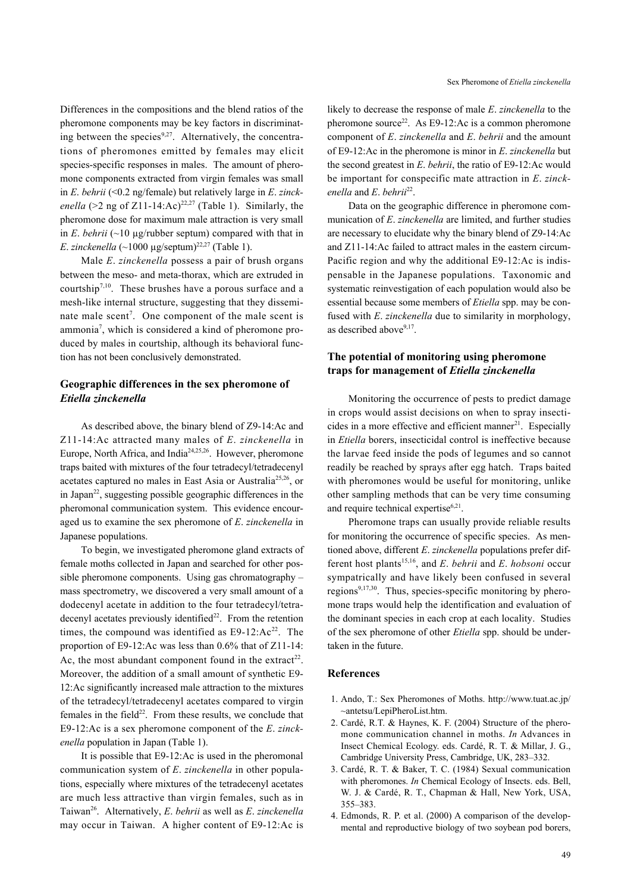Differences in the compositions and the blend ratios of the pheromone components may be key factors in discriminating between the species[9,27]. Alternatively, the concentrations of pheromones emitted by females may elicit species-specific responses in males. The amount of pheromone components extracted from virgin females was small in *E. behrii* (<0.2 ng/female) but relatively large in *E. zinckenella* (>2 ng of Z11-14:Ac)[22,27] (Table 1). Similarly, the pheromone dose for maximum male attraction is very small in *E. behrii* (~10 μg/rubber septum) compared with that in *E. zinckenella* (~1000 μg/septum)[22,27] (Table 1).

Male *E. zinckenella* possess a pair of brush organs between the meso- and meta-thorax, which are extruded in courtship[7,10]. These brushes have a porous surface and a mesh-like internal structure, suggesting that they disseminate male scent[7]. One component of the male scent is ammonia[7], which is considered a kind of pheromone produced by males in courtship, although its behavioral function has not been conclusively demonstrated.

## Geographic differences in the sex pheromone of *Etiella zinckenella*

As described above, the binary blend of Z9-14:Ac and Z11-14:Ac attracted many males of *E. zinckenella* in Europe, North Africa, and India[24,25,26]. However, pheromone traps baited with mixtures of the four tetradecyl/tetradecenyl acetates captured no males in East Asia or Australia[25,26], or in Japan[22], suggesting possible geographic differences in the pheromonal communication system. This evidence encouraged us to examine the sex pheromone of *E. zinckenella* in Japanese populations.

To begin, we investigated pheromone gland extracts of female moths collected in Japan and searched for other possible pheromone components. Using gas chromatography – mass spectrometry, we discovered a very small amount of a dodecenyl acetate in addition to the four tetradecyl/tetradecenyl acetates previously identified[22]. From the retention times, the compound was identified as E9-12:Ac[22]. The proportion of E9-12:Ac was less than 0.6% that of Z11-14:Ac, the most abundant component found in the extract[22]. Moreover, the addition of a small amount of synthetic E9-12:Ac significantly increased male attraction to the mixtures of the tetradecyl/tetradecenyl acetates compared to virgin females in the field[22]. From these results, we conclude that E9-12:Ac is a sex pheromone component of the *E. zinckenella* population in Japan (Table 1).

It is possible that E9-12:Ac is used in the pheromonal communication system of *E. zinckenella* in other populations, especially where mixtures of the tetradecenyl acetates are much less attractive than virgin females, such as in Taiwan[26]. Alternatively, *E. behrii* as well as *E. zinckenella* may occur in Taiwan. A higher content of E9-12:Ac is likely to decrease the response of male *E. zinckenella* to the pheromone source[22]. As E9-12:Ac is a common pheromone component of *E. zinckenella* and *E. behrii* and the amount of E9-12:Ac in the pheromone is minor in *E. zinckenella* but the second greatest in *E. behrii*, the ratio of E9-12:Ac would be important for conspecific mate attraction in *E. zinckenella* and *E. behrii*[22].

Data on the geographic difference in pheromone communication of *E. zinckenella* are limited, and further studies are necessary to elucidate why the binary blend of Z9-14:Ac and Z11-14:Ac failed to attract males in the eastern circum-Pacific region and why the additional E9-12:Ac is indispensable in the Japanese populations. Taxonomic and systematic reinvestigation of each population would also be essential because some members of *Etiella* spp. may be confused with *E. zinckenella* due to similarity in morphology, as described above[9,17].

## The potential of monitoring using pheromone traps for management of *Etiella zinckenella*

Monitoring the occurrence of pests to predict damage in crops would assist decisions on when to spray insecticides in a more effective and efficient manner[21]. Especially in *Etiella* borers, insecticidal control is ineffective because the larvae feed inside the pods of legumes and so cannot readily be reached by sprays after egg hatch. Traps baited with pheromones would be useful for monitoring, unlike other sampling methods that can be very time consuming and require technical expertise[6,21].

Pheromone traps can usually provide reliable results for monitoring the occurrence of specific species. As mentioned above, different *E. zinckenella* populations prefer different host plants[15,16], and *E. behrii* and *E. hobsoni* occur sympatrically and have likely been confused in several regions[9,17,30]. Thus, species-specific monitoring by pheromone traps would help the identification and evaluation of the dominant species in each crop at each locality. Studies of the sex pheromone of other *Etiella* spp. should be undertaken in the future.

## References

1. Ando, T.: Sex Pheromones of Moths. http://www.tuat.ac.jp/~antetsu/LepiPheroList.htm.
2. Cardé, R.T. & Haynes, K. F. (2004) Structure of the pheromone communication channel in moths. *In* Advances in Insect Chemical Ecology. eds. Cardé, R. T. & Millar, J. G., Cambridge University Press, Cambridge, UK, 283–332.
3. Cardé, R. T. & Baker, T. C. (1984) Sexual communication with pheromones. *In* Chemical Ecology of Insects. eds. Bell, W. J. & Cardé, R. T., Chapman & Hall, New York, USA, 355–383.
4. Edmonds, R. P. et al. (2000) A comparison of the developmental and reproductive biology of two soybean pod borers,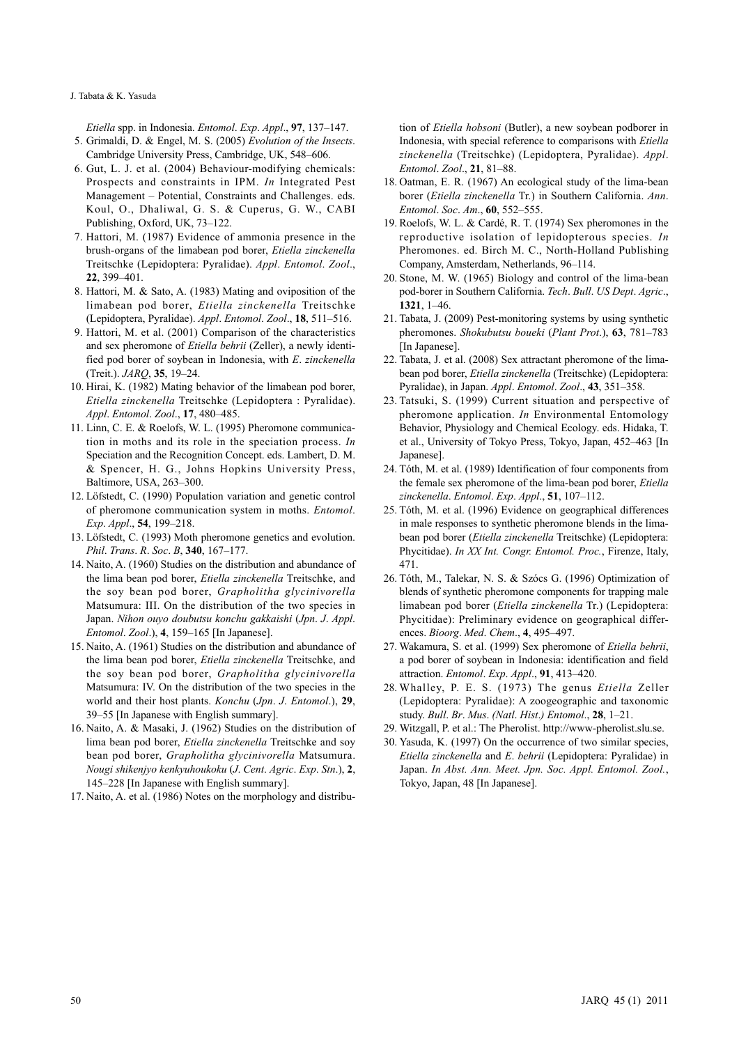*Etiella* spp. in Indonesia. *Entomol*. *Exp*. *Appl*., **97**, 137–147.

5. Grimaldi, D. & Engel, M. S. (2005) *Evolution of the Insects*. Cambridge University Press, Cambridge, UK, 548–606.
6. Gut, L. J. et al. (2004) Behaviour-modifying chemicals: Prospects and constraints in IPM. *In* Integrated Pest Management – Potential, Constraints and Challenges. eds. Koul, O., Dhaliwal, G. S. & Cuperus, G. W., CABI Publishing, Oxford, UK, 73–122.
7. Hattori, M. (1987) Evidence of ammonia presence in the brush-organs of the limabean pod borer, *Etiella zinckenella* Treitschke (Lepidoptera: Pyralidae). *Appl*. *Entomol*. *Zool*., **22**, 399–401.
8. Hattori, M. & Sato, A. (1983) Mating and oviposition of the limabean pod borer, *Etiella zinckenella* Treitschke (Lepidoptera, Pyralidae). *Appl*. *Entomol*. *Zool*., **18**, 511–516.
9. Hattori, M. et al. (2001) Comparison of the characteristics and sex pheromone of *Etiella behrii* (Zeller), a newly identified pod borer of soybean in Indonesia, with *E*. *zinckenella* (Treit.). *JARQ*, **35**, 19–24.
10. Hirai, K. (1982) Mating behavior of the limabean pod borer, *Etiella zinckenella* Treitschke (Lepidoptera : Pyralidae). *Appl*. *Entomol*. *Zool*., **17**, 480–485.
11. Linn, C. E. & Roelofs, W. L. (1995) Pheromone communication in moths and its role in the speciation process. *In* Speciation and the Recognition Concept. eds. Lambert, D. M. & Spencer, H. G., Johns Hopkins University Press, Baltimore, USA, 263–300.
12. Löfstedt, C. (1990) Population variation and genetic control of pheromone communication system in moths. *Entomol*. *Exp*. *Appl*., **54**, 199–218.
13. Löfstedt, C. (1993) Moth pheromone genetics and evolution. *Phil*. *Trans*. *R*. *Soc*. *B*, **340**, 167–177.
14. Naito, A. (1960) Studies on the distribution and abundance of the lima bean pod borer, *Etiella zinckenella* Treitschke, and the soy bean pod borer, *Grapholitha glycinivorella* Matsumura: III. On the distribution of the two species in Japan. *Nihon ouyo doubutsu konchu gakkaishi* (*Jpn*. *J*. *Appl*. *Entomol*. *Zool*.), **4**, 159–165 [In Japanese].
15. Naito, A. (1961) Studies on the distribution and abundance of the lima bean pod borer, *Etiella zinckenella* Treitschke, and the soy bean pod borer, *Grapholitha glycinivorella* Matsumura: IV. On the distribution of the two species in the world and their host plants. *Konchu* (*Jpn*. *J*. *Entomol*.), **29**, 39–55 [In Japanese with English summary].
16. Naito, A. & Masaki, J. (1962) Studies on the distribution of lima bean pod borer, *Etiella zinckenella* Treitschke and soy bean pod borer, *Grapholitha glycinivorella* Matsumura. *Nougi shikenjyo kenkyuhoukoku* (*J*. *Cent*. *Agric*. *Exp*. *Stn*.), **2**, 145–228 [In Japanese with English summary].
17. Naito, A. et al. (1986) Notes on the morphology and distribution of *Etiella hobsoni* (Butler), a new soybean podborer in Indonesia, with special reference to comparisons with *Etiella zinckenella* (Treitschke) (Lepidoptera, Pyralidae). *Appl*. *Entomol*. *Zool*., **21**, 81–88.
18. Oatman, E. R. (1967) An ecological study of the lima-bean borer (*Etiella zinckenella* Tr.) in Southern California. *Ann*. *Entomol*. *Soc*. *Am*., **60**, 552–555.
19. Roelofs, W. L. & Cardé, R. T. (1974) Sex pheromones in the reproductive isolation of lepidopterous species. *In* Pheromones. ed. Birch M. C., North-Holland Publishing Company, Amsterdam, Netherlands, 96–114.
20. Stone, M. W. (1965) Biology and control of the lima-bean pod-borer in Southern California. *Tech*. *Bull*. *US Dept*. *Agric*., **1321**, 1–46.
21. Tabata, J. (2009) Pest-monitoring systems by using synthetic pheromones. *Shokubutsu boueki* (*Plant Prot*.), **63**, 781–783 [In Japanese].
22. Tabata, J. et al. (2008) Sex attractant pheromone of the limabean pod borer, *Etiella zinckenella* (Treitschke) (Lepidoptera: Pyralidae), in Japan. *Appl*. *Entomol*. *Zool*., **43**, 351–358.
23. Tatsuki, S. (1999) Current situation and perspective of pheromone application. *In* Environmental Entomology Behavior, Physiology and Chemical Ecology. eds. Hidaka, T. et al., University of Tokyo Press, Tokyo, Japan, 452–463 [In Japanese].
24. Tóth, M. et al. (1989) Identification of four components from the female sex pheromone of the lima-bean pod borer, *Etiella zinckenella*. *Entomol*. *Exp*. *Appl*., **51**, 107–112.
25. Tóth, M. et al. (1996) Evidence on geographical differences in male responses to synthetic pheromone blends in the limabean pod borer (*Etiella zinckenella* Treitschke) (Lepidoptera: Phycitidae). *In XX Int. Congr. Entomol. Proc.*, Firenze, Italy, 471.
26. Tóth, M., Talekar, N. S. & Szócs G. (1996) Optimization of blends of synthetic pheromone components for trapping male limabean pod borer (*Etiella zinckenella* Tr.) (Lepidoptera: Phycitidae): Preliminary evidence on geographical differences. *Bioorg*. *Med*. *Chem*., **4**, 495–497.
27. Wakamura, S. et al. (1999) Sex pheromone of *Etiella behrii*, a pod borer of soybean in Indonesia: identification and field attraction. *Entomol*. *Exp*. *Appl*., **91**, 413–420.
28. Whalley, P. E. S. (1973) The genus *Etiella* Zeller (Lepidoptera: Pyralidae): A zoogeographic and taxonomic study. *Bull*. *Br*. *Mus*. *(Natl*. *Hist*.*) Entomol*., **28**, 1–21.
29. Witzgall, P. et al.: The Pherolist. http://www-pherolist.slu.se.
30. Yasuda, K. (1997) On the occurrence of two similar species, *Etiella zinckenella* and *E*. *behrii* (Lepidoptera: Pyralidae) in Japan. *In Abst. Ann. Meet. Jpn. Soc. Appl. Entomol. Zool.*, Tokyo, Japan, 48 [In Japanese].